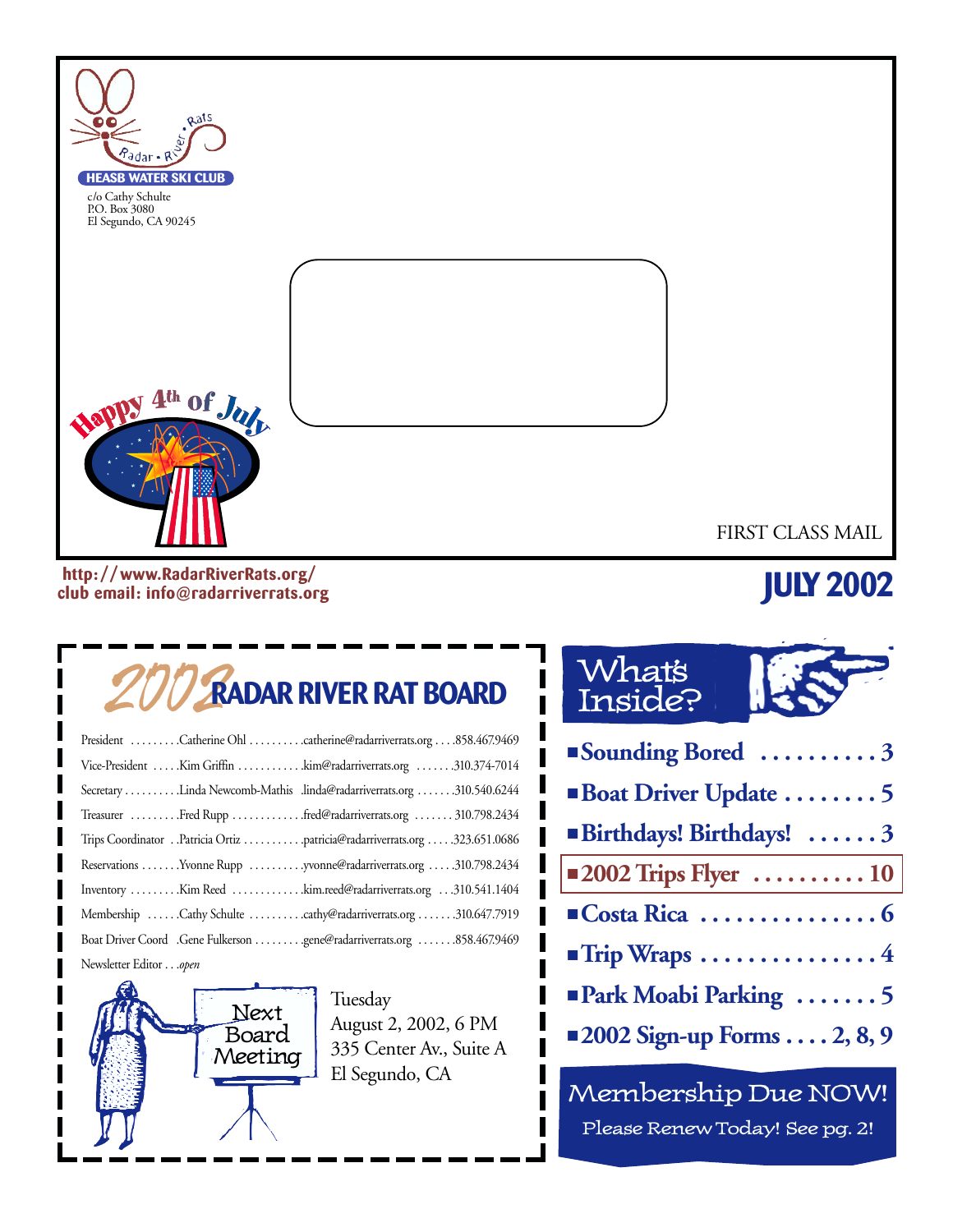Radar • River • Rats

**HEASB WATER SKI CLUB**

c/o Cathy Schulte
P.O. Box 3080
El Segundo, CA 90245

Happy 4th of July

FIRST CLASS MAIL

**http://www.RadarRiverRats.org/**
**club email: info@radarriverrats.org**

# JULY 2002

## 2002 RADAR RIVER RAT BOARD

| Position | Name | Email | Phone |
|---|---|---|---|
| President | Catherine Ohl | catherine@radarriverrats.org | 858.467.9469 |
| Vice-President | Kim Griffin | kim@radarriverrats.org | 310.374-7014 |
| Secretary | Linda Newcomb-Mathis | linda@radarriverrats.org | 310.540.6244 |
| Treasurer | Fred Rupp | fred@radarriverrats.org | 310.798.2434 |
| Trips Coordinator | Patricia Ortiz | patricia@radarriverrats.org | 323.651.0686 |
| Reservations | Yvonne Rupp | yvonne@radarriverrats.org | 310.798.2434 |
| Inventory | Kim Reed | kim.reed@radarriverrats.org | 310.541.1404 |
| Membership | Cathy Schulte | cathy@radarriverrats.org | 310.647.7919 |
| Boat Driver Coord | Gene Fulkerson | gene@radarriverrats.org | 858.467.9469 |
| Newsletter Editor | *open* | | |

**Next Board Meeting**

Tuesday
August 2, 2002, 6 PM
335 Center Av., Suite A
El Segundo, CA

## What's Inside?

- **Sounding Bored** .......... 3
- **Boat Driver Update** .......... 5
- **Birthdays! Birthdays!** .......... 3
- **2002 Trips Flyer** .......... 10
- **Costa Rica** .......... 6
- **Trip Wraps** .......... 4
- **Park Moabi Parking** .......... 5
- **2002 Sign-up Forms** .......... 2, 8, 9

**Membership Due NOW!**
Please Renew Today! See pg. 2!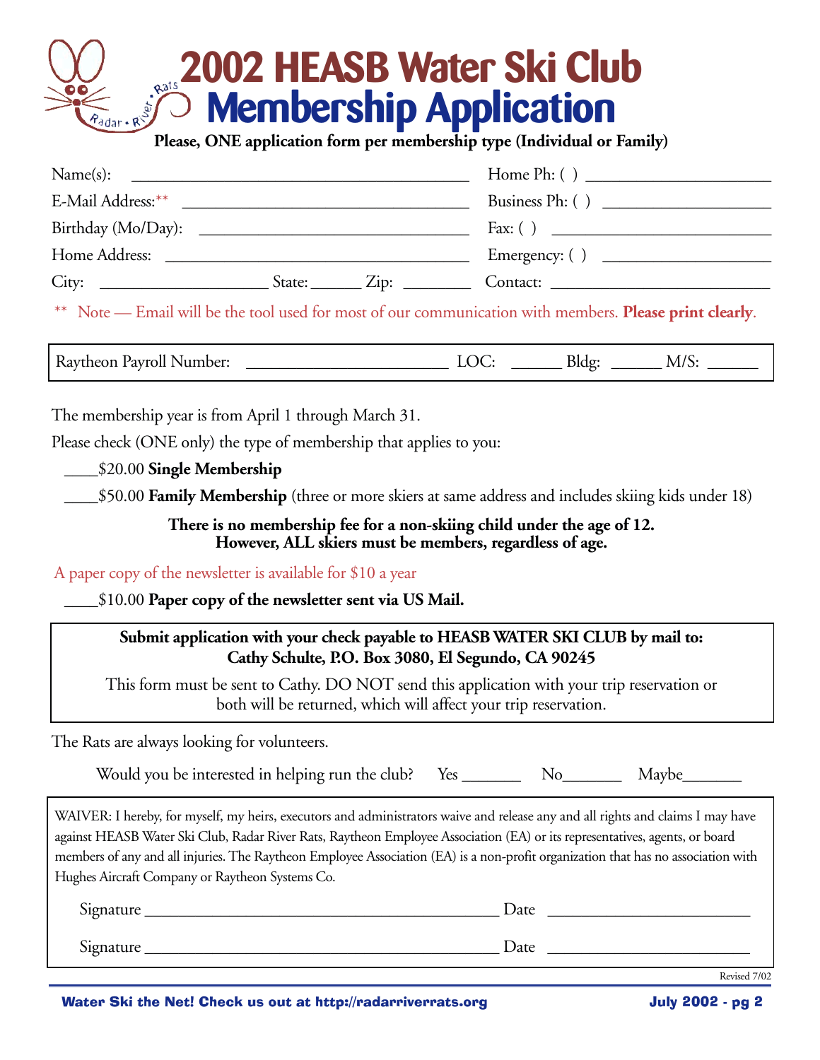# 2002 HEASB Water Ski Club
# Membership Application

**Please, ONE application form per membership type (Individual or Family)**

Name(s): ________________________________________ Home Ph: ( ) ______________________

E-Mail Address:** ______________________________ Business Ph: ( ) ____________________

Birthday (Mo/Day): ______________________________ Fax: ( ) ___________________________

Home Address: __________________________________ Emergency: ( ) ____________________

City: ____________________ State: ______ Zip: ________ Contact: __________________________

** Note — Email will be the tool used for most of our communication with members. **Please print clearly**.

Raytheon Payroll Number: ________________________ LOC: ______ Bldg: ______ M/S: ______

The membership year is from April 1 through March 31.

Please check (ONE only) the type of membership that applies to you:

____$20.00 **Single Membership**

____$50.00 **Family Membership** (three or more skiers at same address and includes skiing kids under 18)

**There is no membership fee for a non-skiing child under the age of 12.**
**However, ALL skiers must be members, regardless of age.**

A paper copy of the newsletter is available for $10 a year

____$10.00 **Paper copy of the newsletter sent via US Mail.**

**Submit application with your check payable to HEASB WATER SKI CLUB by mail to:**
**Cathy Schulte, P.O. Box 3080, El Segundo, CA 90245**

This form must be sent to Cathy. DO NOT send this application with your trip reservation or both will be returned, which will affect your trip reservation.

The Rats are always looking for volunteers.

Would you be interested in helping run the club? Yes _______ No_______ Maybe_______

WAIVER: I hereby, for myself, my heirs, executors and administrators waive and release any and all rights and claims I may have against HEASB Water Ski Club, Radar River Rats, Raytheon Employee Association (EA) or its representatives, agents, or board members of any and all injuries. The Raytheon Employee Association (EA) is a non-profit organization that has no association with Hughes Aircraft Company or Raytheon Systems Co.

Signature __________________________________________ Date ________________________

Signature __________________________________________ Date ________________________

Revised 7/02

Water Ski the Net! Check us out at http://radarriverrats.org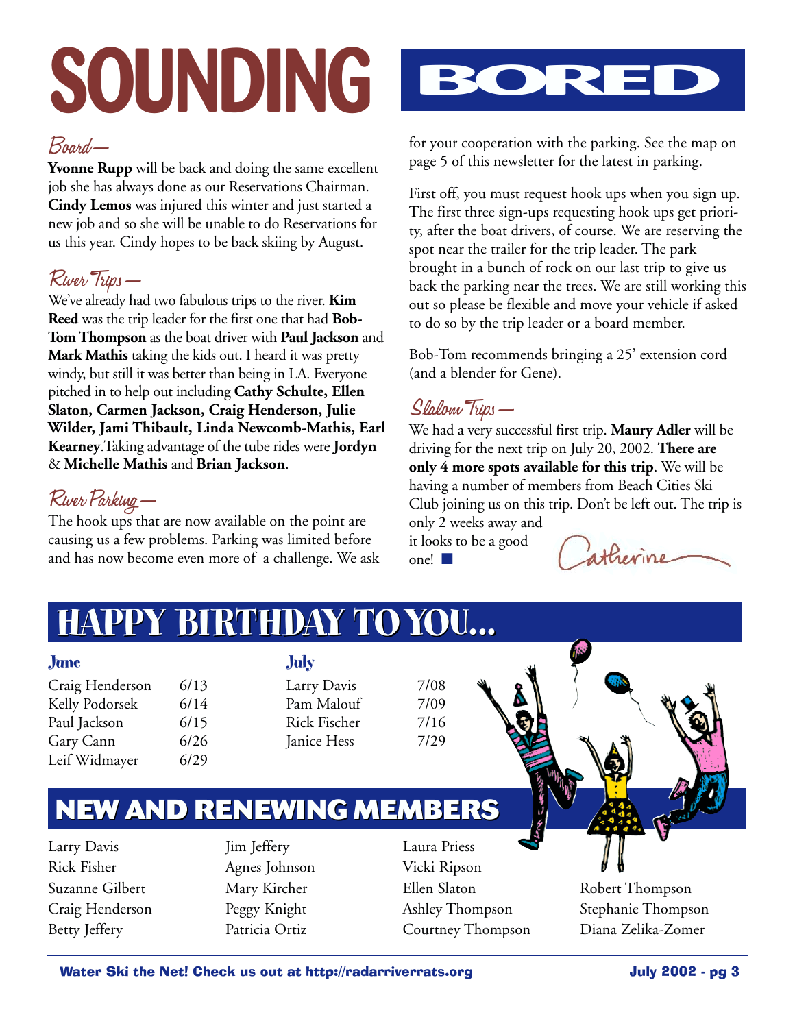# SOUNDING BORED

## Board—

**Yvonne Rupp** will be back and doing the same excellent job she has always done as our Reservations Chairman. **Cindy Lemos** was injured this winter and just started a new job and so she will be unable to do Reservations for us this year. Cindy hopes to be back skiing by August.

## River Trips—

We've already had two fabulous trips to the river. **Kim Reed** was the trip leader for the first one that had **Bob-Tom Thompson** as the boat driver with **Paul Jackson** and **Mark Mathis** taking the kids out. I heard it was pretty windy, but still it was better than being in LA. Everyone pitched in to help out including **Cathy Schulte, Ellen Slaton, Carmen Jackson, Craig Henderson, Julie Wilder, Jami Thibault, Linda Newcomb-Mathis, Earl Kearney**.Taking advantage of the tube rides were **Jordyn** & **Michelle Mathis** and **Brian Jackson**.

## River Parking—

The hook ups that are now available on the point are causing us a few problems. Parking was limited before and has now become even more of a challenge. We ask for your cooperation with the parking. See the map on page 5 of this newsletter for the latest in parking.

First off, you must request hook ups when you sign up. The first three sign-ups requesting hook ups get priority, after the boat drivers, of course. We are reserving the spot near the trailer for the trip leader. The park brought in a bunch of rock on our last trip to give us back the parking near the trees. We are still working this out so please be flexible and move your vehicle if asked to do so by the trip leader or a board member.

Bob-Tom recommends bringing a 25' extension cord (and a blender for Gene).

## Slalom Trips—

We had a very successful first trip. **Maury Adler** will be driving for the next trip on July 20, 2002. **There are only 4 more spots available for this trip**. We will be having a number of members from Beach Cities Ski Club joining us on this trip. Don't be left out. The trip is only 2 weeks away and it looks to be a good one! ■

*Catherine*

# HAPPY BIRTHDAY TO YOU...

**June**

| | |
|---|---|
| Craig Henderson | 6/13 |
| Kelly Podorsek | 6/14 |
| Paul Jackson | 6/15 |
| Gary Cann | 6/26 |
| Leif Widmayer | 6/29 |

**July**

| | |
|---|---|
| Larry Davis | 7/08 |
| Pam Malouf | 7/09 |
| Rick Fischer | 7/16 |
| Janice Hess | 7/29 |

# NEW AND RENEWING MEMBERS

- Larry Davis
- Rick Fisher
- Suzanne Gilbert
- Craig Henderson
- Betty Jeffery
- Jim Jeffery
- Agnes Johnson
- Mary Kircher
- Peggy Knight
- Patricia Ortiz
- Laura Priess
- Vicki Ripson
- Ellen Slaton
- Ashley Thompson
- Courtney Thompson
- Robert Thompson
- Stephanie Thompson
- Diana Zelika-Zomer

**Water Ski the Net! Check us out at http://radarriverrats.org**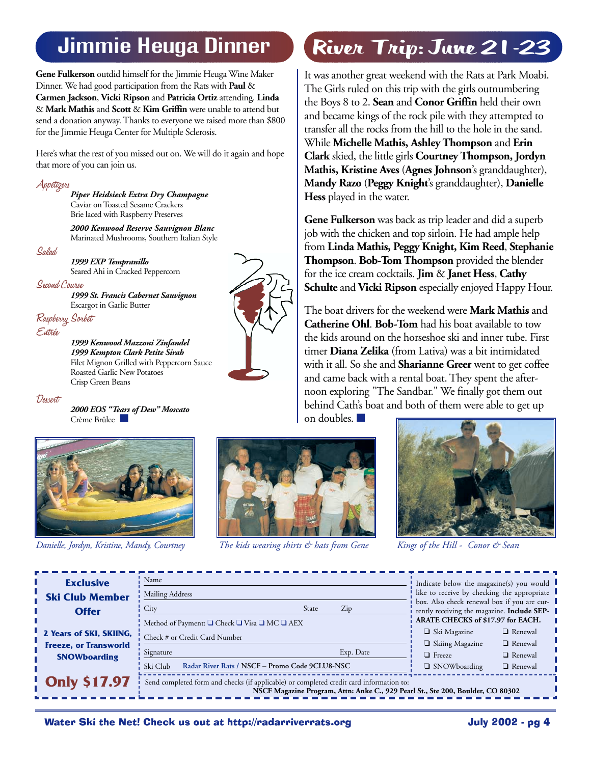## Jimmie Heuga Dinner

**Gene Fulkerson** outdid himself for the Jimmie Heuga Wine Maker Dinner. We had good participation from the Rats with **Paul** & **Carmen Jackson**, **Vicki Ripson** and **Patricia Ortiz** attending. **Linda** & **Mark Mathis** and **Scott** & **Kim Griffin** were unable to attend but send a donation anyway. Thanks to everyone we raised more than $800 for the Jimmie Heuga Center for Multiple Sclerosis.

Here's what the rest of you missed out on. We will do it again and hope that more of you can join us.

*Appetizers*

***Piper Heidsieck Extra Dry Champagne***
Caviar on Toasted Sesame Crackers
Brie laced with Raspberry Preserves

***2000 Kenwood Reserve Sauvignon Blanc***
Marinated Mushrooms, Southern Italian Style

*Salad*

***1999 EXP Tempranillo***
Seared Ahi in Cracked Peppercorn

*Second Course*

***1999 St. Francis Cabernet Sauvignon***
Escargot in Garlic Butter

*Raspberry Sorbet*

*Entrée*

***1999 Kenwood Mazzoni Zinfandel***
***1999 Kempton Clark Petite Sirah***
Filet Mignon Grilled with Peppercorn Sauce
Roasted Garlic New Potatoes
Crisp Green Beans

*Dessert*

***2000 EOS "Tears of Dew" Moscato***
Crème Brûlee ■

## River Trip: June 21-23

It was another great weekend with the Rats at Park Moabi. The Girls ruled on this trip with the girls outnumbering the Boys 8 to 2. **Sean** and **Conor Griffin** held their own and became kings of the rock pile with they attempted to transfer all the rocks from the hill to the hole in the sand. While **Michelle Mathis, Ashley Thompson** and **Erin Clark** skied, the little girls **Courtney Thompson, Jordyn Mathis, Kristine Aves** (**Agnes Johnson**'s granddaughter), **Mandy Razo** (**Peggy Knight**'s granddaughter), **Danielle Hess** played in the water.

**Gene Fulkerson** was back as trip leader and did a superb job with the chicken and top sirloin. He had ample help from **Linda Mathis, Peggy Knight, Kim Reed**, **Stephanie Thompson**. **Bob-Tom Thompson** provided the blender for the ice cream cocktails. **Jim** & **Janet Hess**, **Cathy Schulte** and **Vicki Ripson** especially enjoyed Happy Hour.

The boat drivers for the weekend were **Mark Mathis** and **Catherine Ohl**. **Bob-Tom** had his boat available to tow the kids around on the horseshoe ski and inner tube. First timer **Diana Zelika** (from Lativa) was a bit intimidated with it all. So she and **Sharianne Greer** went to get coffee and came back with a rental boat. They spent the afternoon exploring "The Sandbar." We finally got them out behind Cath's boat and both of them were able to get up on doubles. ■

*Danielle, Jordyn, Kristine, Mandy, Courtney*

*The kids wearing shirts & hats from Gene*

*Kings of the Hill - Conor & Sean*

---

**Exclusive Ski Club Member Offer**

**2 Years of SKI, SKIING, Freeze, or Transworld SNOWboarding**

**Only $17.97**

Name
Mailing Address
City State Zip
Method of Payment: ❑ Check ❑ Visa ❑ MC ❑ AEX
Check # or Credit Card Number
Signature Exp. Date
Ski Club Radar River Rats / NSCF – Promo Code 9CLU8-NSC

Indicate below the magazine(s) you would like to receive by checking the appropriate box. Also check renewal box if you are currently receiving the magazine. **Include SEPARATE CHECKS of $17.97 for EACH.**

| | |
|---|---|
| ❑ Ski Magazine | ❑ Renewal |
| ❑ Skiing Magazine | ❑ Renewal |
| ❑ Freeze | ❑ Renewal |
| ❑ SNOWboarding | ❑ Renewal |

Send completed form and checks (if applicable) or completed credit card information to:
**NSCF Magazine Program, Attn: Anke C., 929 Pearl St., Ste 200, Boulder, CO 80302**

**Water Ski the Net! Check us out at http://radarriverrats.org**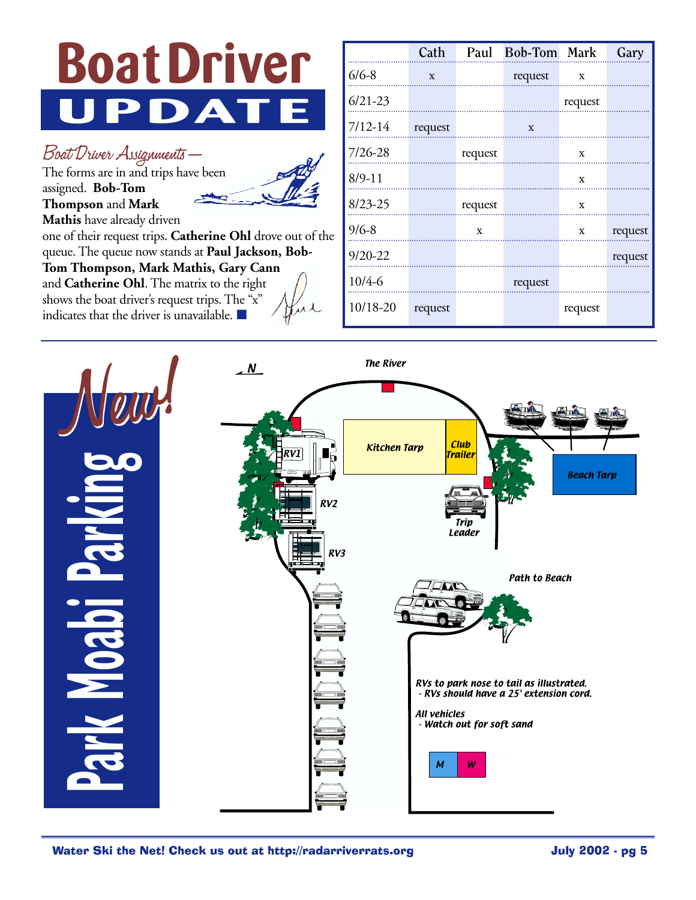# Boat Driver UPDATE

*Boat Driver Assignments—*

The forms are in and trips have been assigned. **Bob-Tom Thompson** and **Mark Mathis** have already driven one of their request trips. **Catherine Ohl** drove out of the queue. The queue now stands at **Paul Jackson, Bob-Tom Thompson, Mark Mathis, Gary Cann** and **Catherine Ohl**. The matrix to the right shows the boat driver's request trips. The "x" indicates that the driver is unavailable. ■

| | Cath | Paul | Bob-Tom | Mark | Gary |
|---|---|---|---|---|---|
| 6/6-8 | x | | request | x | |
| 6/21-23 | | | | request | |
| 7/12-14 | request | | x | | |
| 7/26-28 | | request | | x | |
| 8/9-11 | | | | x | |
| 8/23-25 | | request | | x | |
| 9/6-8 | | x | | x | request |
| 9/20-22 | | | | | request |
| 10/4-6 | | | request | | |
| 10/18-20 | request | | | request | |

# New! Park Moabi Parking

N

The River

Kitchen Tarp

Club Trailer

Beach Tarp

RV1

RV2

RV3

Trip Leader

Path to Beach

RVs to park nose to tail as illustrated.
- RVs should have a 25' extension cord.

All vehicles
- Watch out for soft sand

M W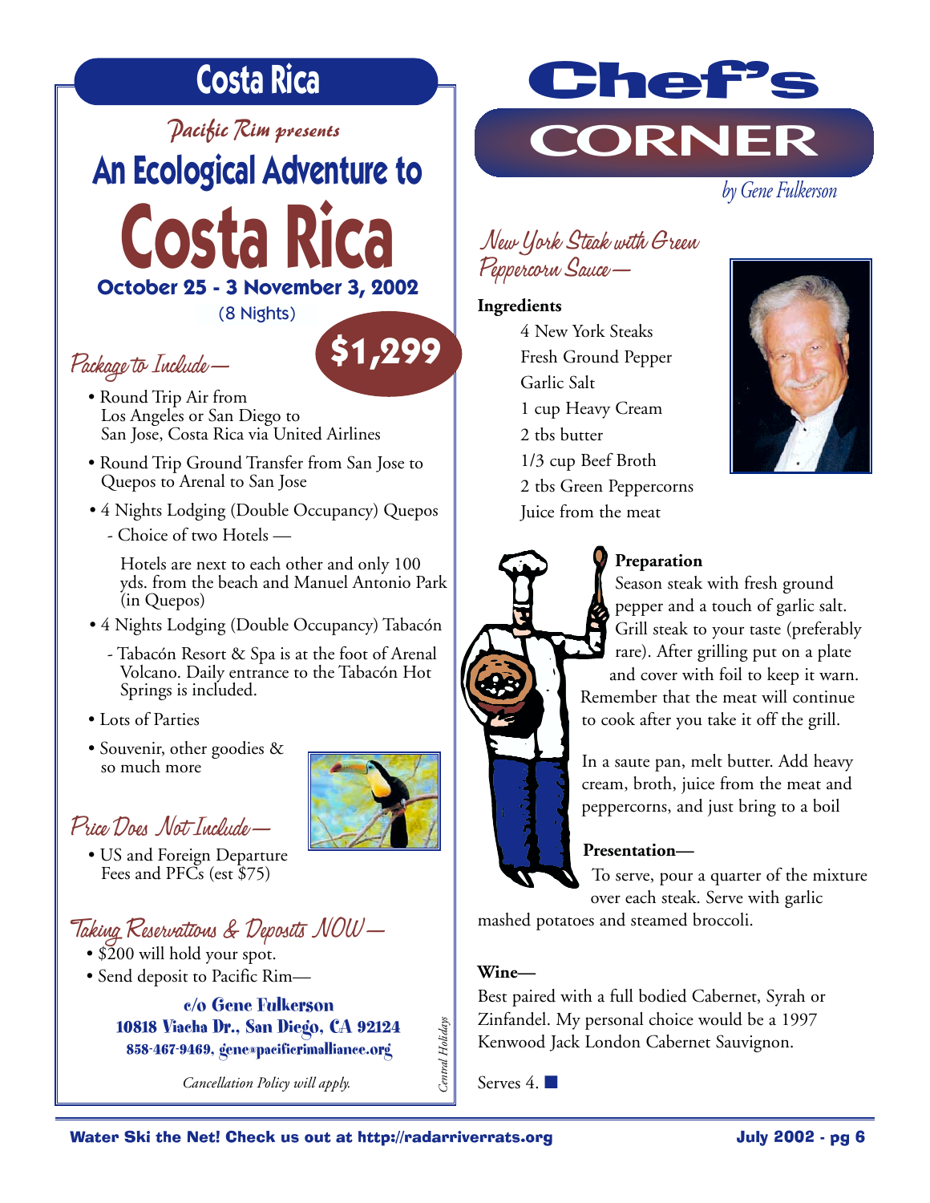## Costa Rica

*Pacific Rim presents*

# An Ecological Adventure to Costa Rica

**October 25 - 3 November 3, 2002**

(8 Nights)

**$1,299**

### Package to Include—

- Round Trip Air from Los Angeles or San Diego to San Jose, Costa Rica via United Airlines
- Round Trip Ground Transfer from San Jose to Quepos to Arenal to San Jose
- 4 Nights Lodging (Double Occupancy) Quepos
  - Choice of two Hotels —

    Hotels are next to each other and only 100 yds. from the beach and Manuel Antonio Park (in Quepos)
- 4 Nights Lodging (Double Occupancy) Tabacón
  - Tabacón Resort & Spa is at the foot of Arenal Volcano. Daily entrance to the Tabacón Hot Springs is included.
- Lots of Parties
- Souvenir, other goodies & so much more

### Price Does Not Include—

- US and Foreign Departure Fees and PFCs (est $75)

### Taking Reservations & Deposits NOW—

- $200 will hold your spot.
- Send deposit to Pacific Rim—

**c/o Gene Fulkerson**
**10818 Viacha Dr., San Diego, CA 92124**
**858-467-9469, gene@pacificrimalliance.org**

*Cancellation Policy will apply.*

*Central Holidays*

# Chef's CORNER

*by Gene Fulkerson*

## New York Steak with Green Peppercorn Sauce—

**Ingredients**

4 New York Steaks
Fresh Ground Pepper
Garlic Salt
1 cup Heavy Cream
2 tbs butter
1/3 cup Beef Broth
2 tbs Green Peppercorns
Juice from the meat

**Preparation**

Season steak with fresh ground pepper and a touch of garlic salt. Grill steak to your taste (preferably rare). After grilling put on a plate and cover with foil to keep it warn. Remember that the meat will continue to cook after you take it off the grill.

In a saute pan, melt butter. Add heavy cream, broth, juice from the meat and peppercorns, and just bring to a boil

**Presentation—**

To serve, pour a quarter of the mixture over each steak. Serve with garlic mashed potatoes and steamed broccoli.

**Wine—**

Best paired with a full bodied Cabernet, Syrah or Zinfandel. My personal choice would be a 1997 Kenwood Jack London Cabernet Sauvignon.

Serves 4. ■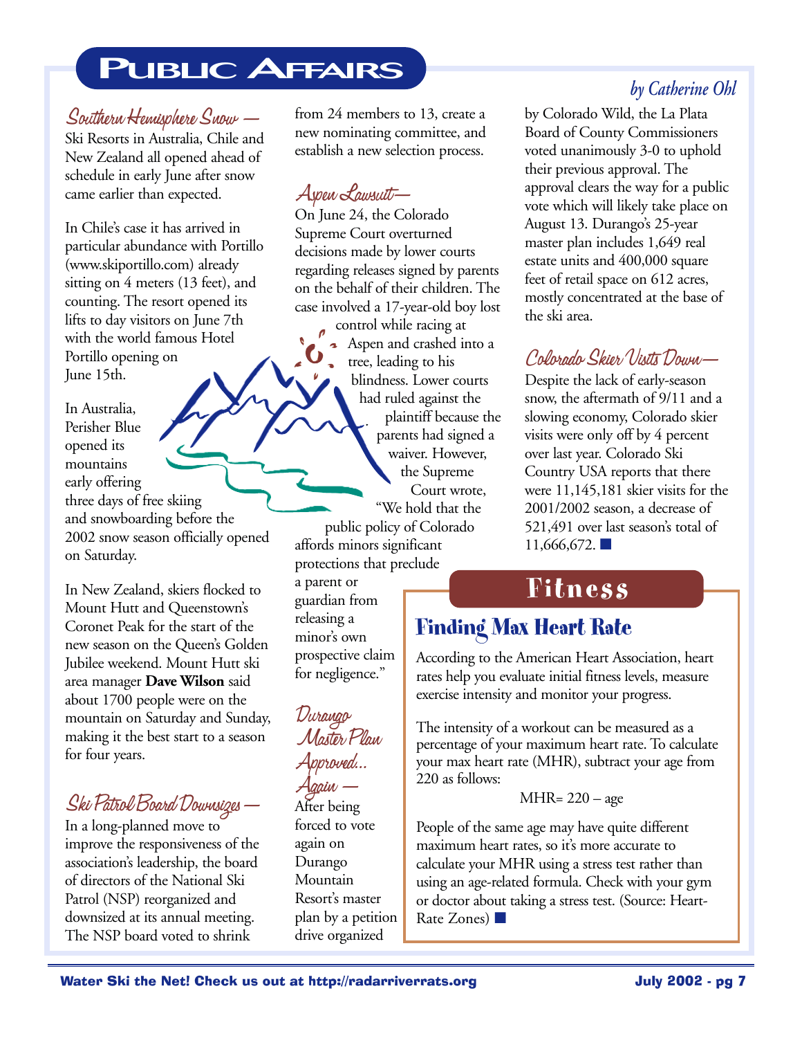# Public Affairs

*by Catherine Ohl*

### Southern Hemisphere Snow —

Ski Resorts in Australia, Chile and New Zealand all opened ahead of schedule in early June after snow came earlier than expected.

In Chile's case it has arrived in particular abundance with Portillo (www.skiportillo.com) already sitting on 4 meters (13 feet), and counting. The resort opened its lifts to day visitors on June 7th with the world famous Hotel Portillo opening on June 15th.

In Australia, Perisher Blue opened its mountains early offering three days of free skiing and snowboarding before the 2002 snow season officially opened on Saturday.

In New Zealand, skiers flocked to Mount Hutt and Queenstown's Coronet Peak for the start of the new season on the Queen's Golden Jubilee weekend. Mount Hutt ski area manager **Dave Wilson** said about 1700 people were on the mountain on Saturday and Sunday, making it the best start to a season for four years.

### Ski Patrol Board Downsizes —

In a long-planned move to improve the responsiveness of the association's leadership, the board of directors of the National Ski Patrol (NSP) reorganized and downsized at its annual meeting. The NSP board voted to shrink from 24 members to 13, create a new nominating committee, and establish a new selection process.

### Aspen Lawsuit—

On June 24, the Colorado Supreme Court overturned decisions made by lower courts regarding releases signed by parents on the behalf of their children. The case involved a 17-year-old boy lost control while racing at Aspen and crashed into a tree, leading to his blindness. Lower courts had ruled against the plaintiff because the parents had signed a waiver. However, the Supreme Court wrote, "We hold that the public policy of Colorado affords minors significant protections that preclude a parent or guardian from releasing a minor's own prospective claim for negligence."

### Durango Master Plan Approved... Again —

After being forced to vote again on Durango Mountain Resort's master plan by a petition drive organized by Colorado Wild, the La Plata Board of County Commissioners voted unanimously 3-0 to uphold their previous approval. The approval clears the way for a public vote which will likely take place on August 13. Durango's 25-year master plan includes 1,649 real estate units and 400,000 square feet of retail space on 612 acres, mostly concentrated at the base of the ski area.

### Colorado Skier Visits Down—

Despite the lack of early-season snow, the aftermath of 9/11 and a slowing economy, Colorado skier visits were only off by 4 percent over last year. Colorado Ski Country USA reports that there were 11,145,181 skier visits for the 2001/2002 season, a decrease of 521,491 over last season's total of 11,666,672. ■

# Fitness

## Finding Max Heart Rate

According to the American Heart Association, heart rates help you evaluate initial fitness levels, measure exercise intensity and monitor your progress.

The intensity of a workout can be measured as a percentage of your maximum heart rate. To calculate your max heart rate (MHR), subtract your age from 220 as follows:

$$MHR = 220 - age$$

People of the same age may have quite different maximum heart rates, so it's more accurate to calculate your MHR using a stress test rather than using an age-related formula. Check with your gym or doctor about taking a stress test. (Source: Heart-Rate Zones) ■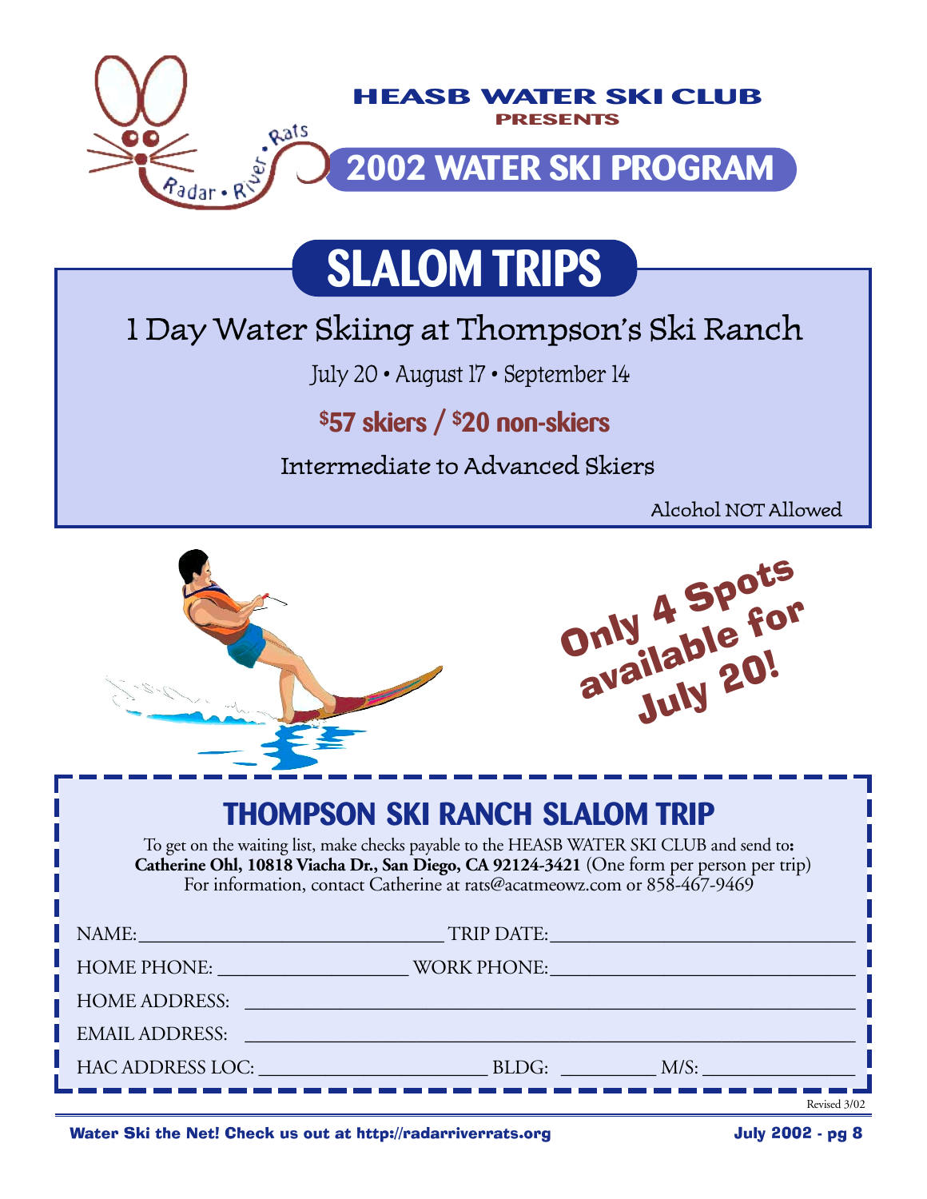**HEASB WATER SKI CLUB**
**PRESENTS**

## 2002 WATER SKI PROGRAM

# SLALOM TRIPS

### 1 Day Water Skiing at Thompson's Ski Ranch

July 20 • August 17 • September 14

**$57 skiers / $20 non-skiers**

Intermediate to Advanced Skiers

Alcohol NOT Allowed

**Only 4 Spots available for July 20!**

## THOMPSON SKI RANCH SLALOM TRIP

To get on the waiting list, make checks payable to the HEASB WATER SKI CLUB and send to**:**
**Catherine Ohl, 10818 Viacha Dr., San Diego, CA 92124-3421** (One form per person per trip)
For information, contact Catherine at rats@acatmeowz.com or 858-467-9469

NAME: ______________________ TRIP DATE: ______________________

HOME PHONE: ______________________ WORK PHONE: ______________________

HOME ADDRESS: ____________________________________________

EMAIL ADDRESS: ____________________________________________

HAC ADDRESS LOC: ______________________ BLDG: __________ M/S: __________

Revised 3/02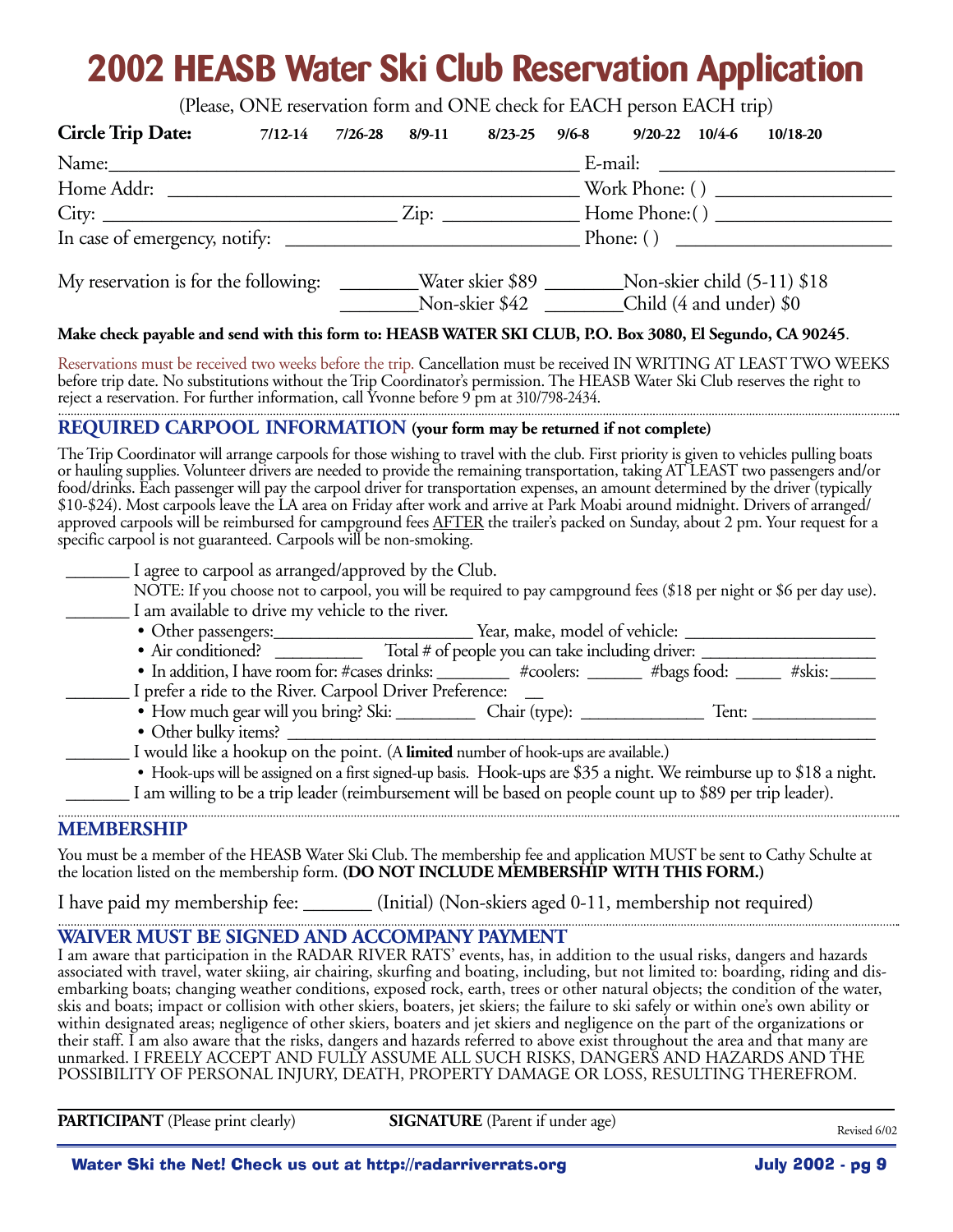# 2002 HEASB Water Ski Club Reservation Application

(Please, ONE reservation form and ONE check for EACH person EACH trip)

**Circle Trip Date:** **7/12-14** **7/26-28** **8/9-11** **8/23-25** **9/6-8** **9/20-22** **10/4-6** **10/18-20**

Name:_______________________________________________ E-mail: ______________________

Home Addr: _________________________________________ Work Phone: ( ) _________________

City: ____________________________ Zip: _____________ Home Phone:( ) _________________

In case of emergency, notify: ______________________________ Phone: ( ) ____________________

My reservation is for the following: ________Water skier $89 ________Non-skier child (5-11) $18
________Non-skier $42 ________Child (4 and under) $0

**Make check payable and send with this form to: HEASB WATER SKI CLUB, P.O. Box 3080, El Segundo, CA 90245**.

Reservations must be received two weeks before the trip. Cancellation must be received IN WRITING AT LEAST TWO WEEKS before trip date. No substitutions without the Trip Coordinator's permission. The HEASB Water Ski Club reserves the right to reject a reservation. For further information, call Yvonne before 9 pm at 310/798-2434.

## REQUIRED CARPOOL INFORMATION (your form may be returned if not complete)

The Trip Coordinator will arrange carpools for those wishing to travel with the club. First priority is given to vehicles pulling boats or hauling supplies. Volunteer drivers are needed to provide the remaining transportation, taking AT LEAST two passengers and/or food/drinks. Each passenger will pay the carpool driver for transportation expenses, an amount determined by the driver (typically $10-$24). Most carpools leave the LA area on Friday after work and arrive at Park Moabi around midnight. Drivers of arranged/approved carpools will be reimbursed for campground fees AFTER the trailer's packed on Sunday, about 2 pm. Your request for a specific carpool is not guaranteed. Carpools will be non-smoking.

_______ I agree to carpool as arranged/approved by the Club.
NOTE: If you choose not to carpool, you will be required to pay campground fees ($18 per night or $6 per day use).

_______ I am available to drive my vehicle to the river.

- Other passengers:______________________ Year, make, model of vehicle: _____________________
- Air conditioned? __________ Total # of people you can take including driver: ___________________
- In addition, I have room for: #cases drinks: ________ #coolers: ______ #bags food: _____ #skis:_____

_______ I prefer a ride to the River. Carpool Driver Preference: __

- How much gear will you bring? Ski: _________ Chair (type): ______________ Tent: ______________
- Other bulky items? _______________________________________________________________

_______ I would like a hookup on the point. (A **limited** number of hook-ups are available.)

- Hook-ups will be assigned on a first signed-up basis. Hook-ups are $35 a night. We reimburse up to $18 a night.

_______ I am willing to be a trip leader (reimbursement will be based on people count up to $89 per trip leader).

## MEMBERSHIP

You must be a member of the HEASB Water Ski Club. The membership fee and application MUST be sent to Cathy Schulte at the location listed on the membership form. **(DO NOT INCLUDE MEMBERSHIP WITH THIS FORM.)**

I have paid my membership fee: _______ (Initial) (Non-skiers aged 0-11, membership not required)

## WAIVER MUST BE SIGNED AND ACCOMPANY PAYMENT

I am aware that participation in the RADAR RIVER RATS' events, has, in addition to the usual risks, dangers and hazards associated with travel, water skiing, air chairing, skurfing and boating, including, but not limited to: boarding, riding and disembarking boats; changing weather conditions, exposed rock, earth, trees or other natural objects; the condition of the water, skis and boats; impact or collision with other skiers, boaters, jet skiers; the failure to ski safely or within one's own ability or within designated areas; negligence of other skiers, boaters and jet skiers and negligence on the part of the organizations or their staff. I am also aware that the risks, dangers and hazards referred to above exist throughout the area and that many are unmarked. I FREELY ACCEPT AND FULLY ASSUME ALL SUCH RISKS, DANGERS AND HAZARDS AND THE POSSIBILITY OF PERSONAL INJURY, DEATH, PROPERTY DAMAGE OR LOSS, RESULTING THEREFROM.

**PARTICIPANT** (Please print clearly) **SIGNATURE** (Parent if under age)

Revised 6/02

**Water Ski the Net! Check us out at http://radarriverrats.org**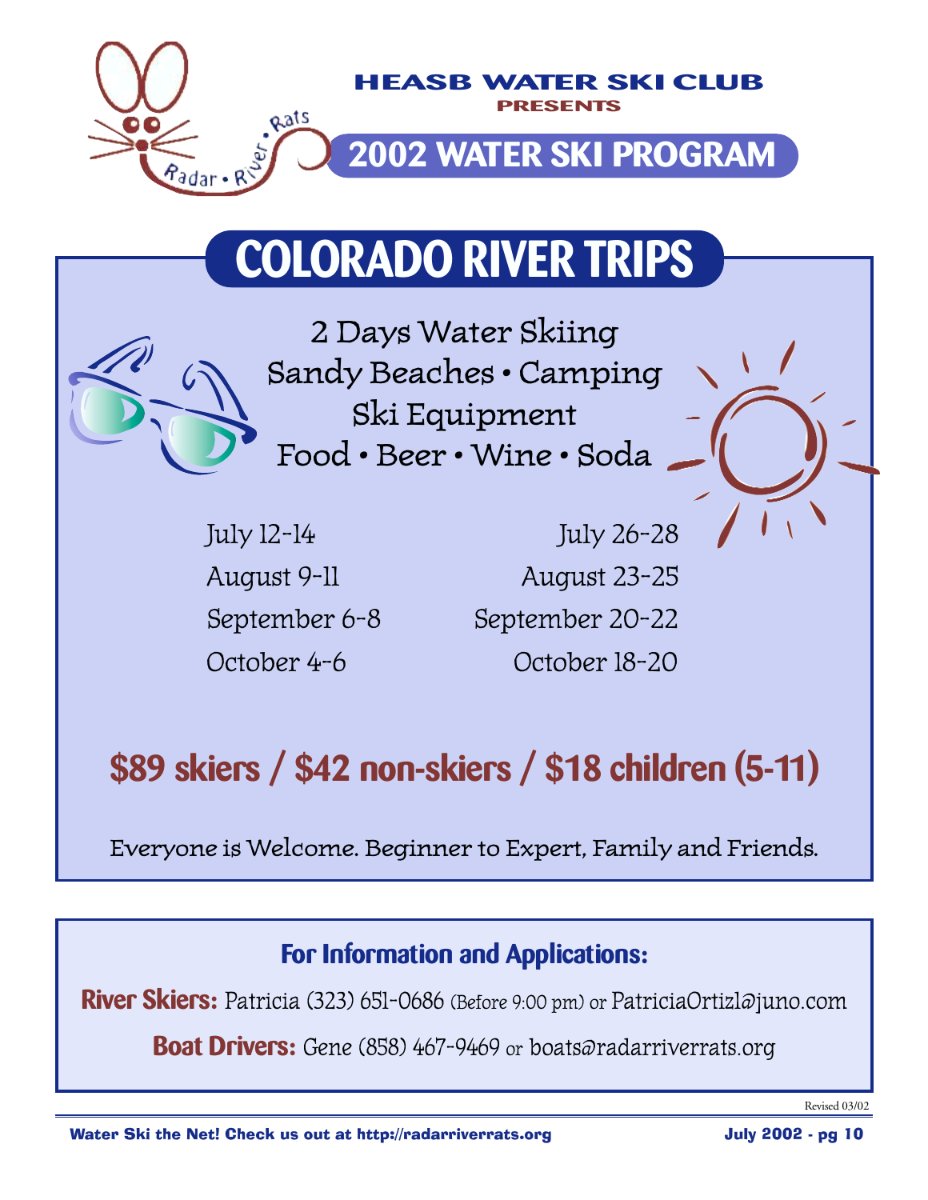HEASB WATER SKI CLUB
PRESENTS

# 2002 WATER SKI PROGRAM

## COLORADO RIVER TRIPS

2 Days Water Skiing
Sandy Beaches • Camping
Ski Equipment
Food • Beer • Wine • Soda

July 12-14
July 26-28
August 9-11
August 23-25
September 6-8
September 20-22
October 4-6
October 18-20

**$89 skiers / $42 non-skiers / $18 children (5-11)**

Everyone is Welcome. Beginner to Expert, Family and Friends.

### For Information and Applications:

**River Skiers:** Patricia (323) 651-0686 (Before 9:00 pm) or PatriciaOrtiz1@juno.com

**Boat Drivers:** Gene (858) 467-9469 or boats@radarriverrats.org

Revised 03/02

Water Ski the Net! Check us out at http://radarriverrats.org